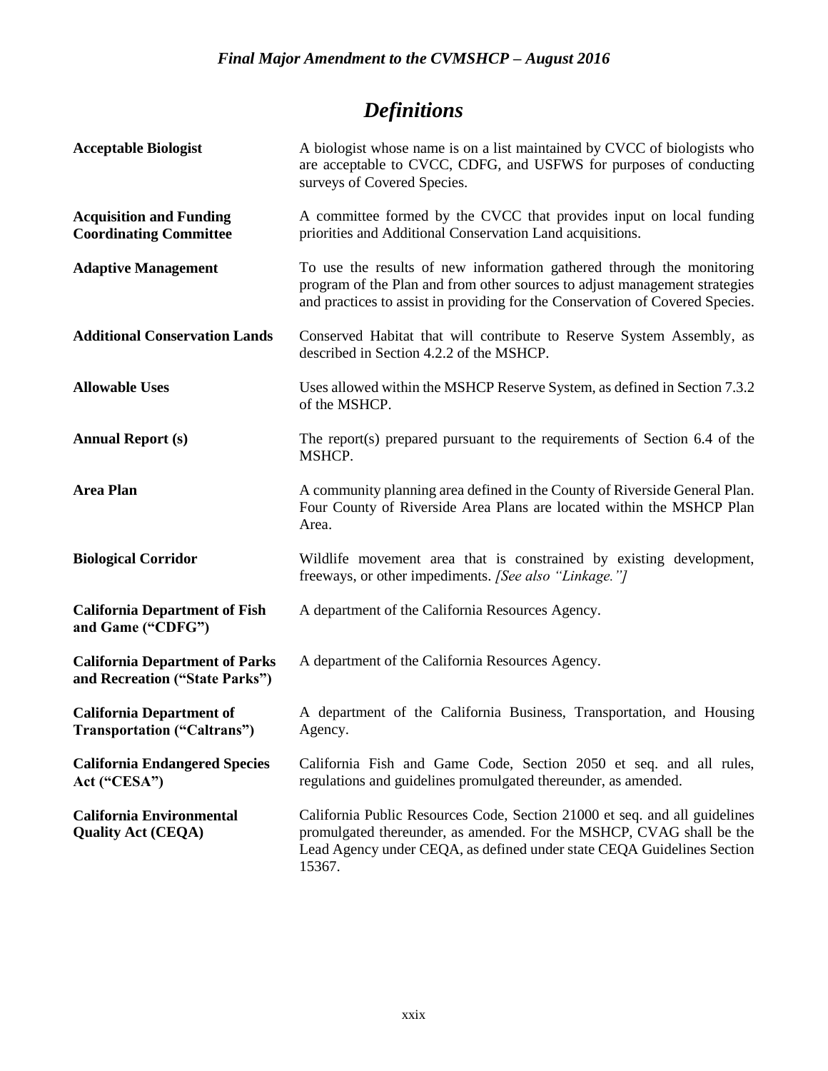# Definitions

| | |
|---|---|
| **Acceptable Biologist** | A biologist whose name is on a list maintained by CVCC of biologists who are acceptable to CVCC, CDFG, and USFWS for purposes of conducting surveys of Covered Species. |
| **Acquisition and Funding Coordinating Committee** | A committee formed by the CVCC that provides input on local funding priorities and Additional Conservation Land acquisitions. |
| **Adaptive Management** | To use the results of new information gathered through the monitoring program of the Plan and from other sources to adjust management strategies and practices to assist in providing for the Conservation of Covered Species. |
| **Additional Conservation Lands** | Conserved Habitat that will contribute to Reserve System Assembly, as described in Section 4.2.2 of the MSHCP. |
| **Allowable Uses** | Uses allowed within the MSHCP Reserve System, as defined in Section 7.3.2 of the MSHCP. |
| **Annual Report (s)** | The report(s) prepared pursuant to the requirements of Section 6.4 of the MSHCP. |
| **Area Plan** | A community planning area defined in the County of Riverside General Plan. Four County of Riverside Area Plans are located within the MSHCP Plan Area. |
| **Biological Corridor** | Wildlife movement area that is constrained by existing development, freeways, or other impediments. *[See also "Linkage."]* |
| **California Department of Fish and Game ("CDFG")** | A department of the California Resources Agency. |
| **California Department of Parks and Recreation ("State Parks")** | A department of the California Resources Agency. |
| **California Department of Transportation ("Caltrans")** | A department of the California Business, Transportation, and Housing Agency. |
| **California Endangered Species Act ("CESA")** | California Fish and Game Code, Section 2050 et seq. and all rules, regulations and guidelines promulgated thereunder, as amended. |
| **California Environmental Quality Act (CEQA)** | California Public Resources Code, Section 21000 et seq. and all guidelines promulgated thereunder, as amended. For the MSHCP, CVAG shall be the Lead Agency under CEQA, as defined under state CEQA Guidelines Section 15367. |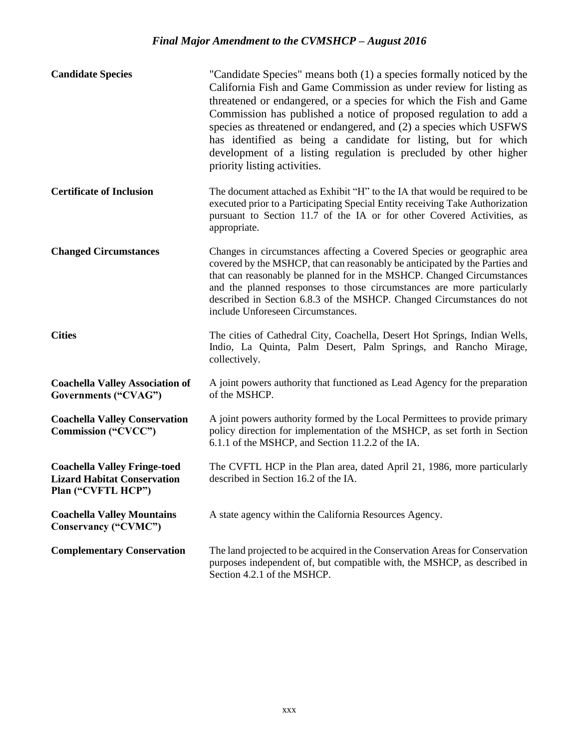| | |
|---|---|
| **Candidate Species** | "Candidate Species" means both (1) a species formally noticed by the California Fish and Game Commission as under review for listing as threatened or endangered, or a species for which the Fish and Game Commission has published a notice of proposed regulation to add a species as threatened or endangered, and (2) a species which USFWS has identified as being a candidate for listing, but for which development of a listing regulation is precluded by other higher priority listing activities. |
| **Certificate of Inclusion** | The document attached as Exhibit "H" to the IA that would be required to be executed prior to a Participating Special Entity receiving Take Authorization pursuant to Section 11.7 of the IA or for other Covered Activities, as appropriate. |
| **Changed Circumstances** | Changes in circumstances affecting a Covered Species or geographic area covered by the MSHCP, that can reasonably be anticipated by the Parties and that can reasonably be planned for in the MSHCP. Changed Circumstances and the planned responses to those circumstances are more particularly described in Section 6.8.3 of the MSHCP. Changed Circumstances do not include Unforeseen Circumstances. |
| **Cities** | The cities of Cathedral City, Coachella, Desert Hot Springs, Indian Wells, Indio, La Quinta, Palm Desert, Palm Springs, and Rancho Mirage, collectively. |
| **Coachella Valley Association of Governments ("CVAG")** | A joint powers authority that functioned as Lead Agency for the preparation of the MSHCP. |
| **Coachella Valley Conservation Commission ("CVCC")** | A joint powers authority formed by the Local Permittees to provide primary policy direction for implementation of the MSHCP, as set forth in Section 6.1.1 of the MSHCP, and Section 11.2.2 of the IA. |
| **Coachella Valley Fringe-toed Lizard Habitat Conservation Plan ("CVFTL HCP")** | The CVFTL HCP in the Plan area, dated April 21, 1986, more particularly described in Section 16.2 of the IA. |
| **Coachella Valley Mountains Conservancy ("CVMC")** | A state agency within the California Resources Agency. |
| **Complementary Conservation** | The land projected to be acquired in the Conservation Areas for Conservation purposes independent of, but compatible with, the MSHCP, as described in Section 4.2.1 of the MSHCP. |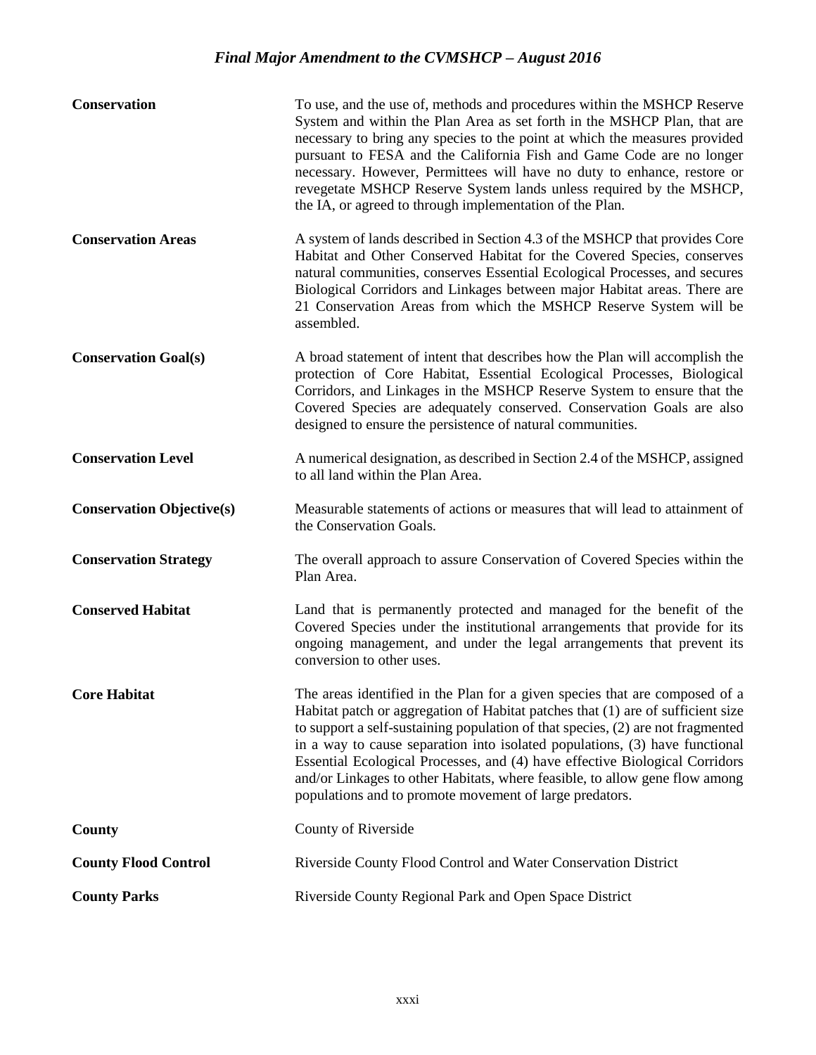**Conservation** To use, and the use of, methods and procedures within the MSHCP Reserve System and within the Plan Area as set forth in the MSHCP Plan, that are necessary to bring any species to the point at which the measures provided pursuant to FESA and the California Fish and Game Code are no longer necessary. However, Permittees will have no duty to enhance, restore or revegetate MSHCP Reserve System lands unless required by the MSHCP, the IA, or agreed to through implementation of the Plan.

**Conservation Areas** A system of lands described in Section 4.3 of the MSHCP that provides Core Habitat and Other Conserved Habitat for the Covered Species, conserves natural communities, conserves Essential Ecological Processes, and secures Biological Corridors and Linkages between major Habitat areas. There are 21 Conservation Areas from which the MSHCP Reserve System will be assembled.

**Conservation Goal(s)** A broad statement of intent that describes how the Plan will accomplish the protection of Core Habitat, Essential Ecological Processes, Biological Corridors, and Linkages in the MSHCP Reserve System to ensure that the Covered Species are adequately conserved. Conservation Goals are also designed to ensure the persistence of natural communities.

**Conservation Level** A numerical designation, as described in Section 2.4 of the MSHCP, assigned to all land within the Plan Area.

**Conservation Objective(s)** Measurable statements of actions or measures that will lead to attainment of the Conservation Goals.

**Conservation Strategy** The overall approach to assure Conservation of Covered Species within the Plan Area.

**Conserved Habitat** Land that is permanently protected and managed for the benefit of the Covered Species under the institutional arrangements that provide for its ongoing management, and under the legal arrangements that prevent its conversion to other uses.

**Core Habitat** The areas identified in the Plan for a given species that are composed of a Habitat patch or aggregation of Habitat patches that (1) are of sufficient size to support a self-sustaining population of that species, (2) are not fragmented in a way to cause separation into isolated populations, (3) have functional Essential Ecological Processes, and (4) have effective Biological Corridors and/or Linkages to other Habitats, where feasible, to allow gene flow among populations and to promote movement of large predators.

**County** County of Riverside

**County Flood Control** Riverside County Flood Control and Water Conservation District

**County Parks** Riverside County Regional Park and Open Space District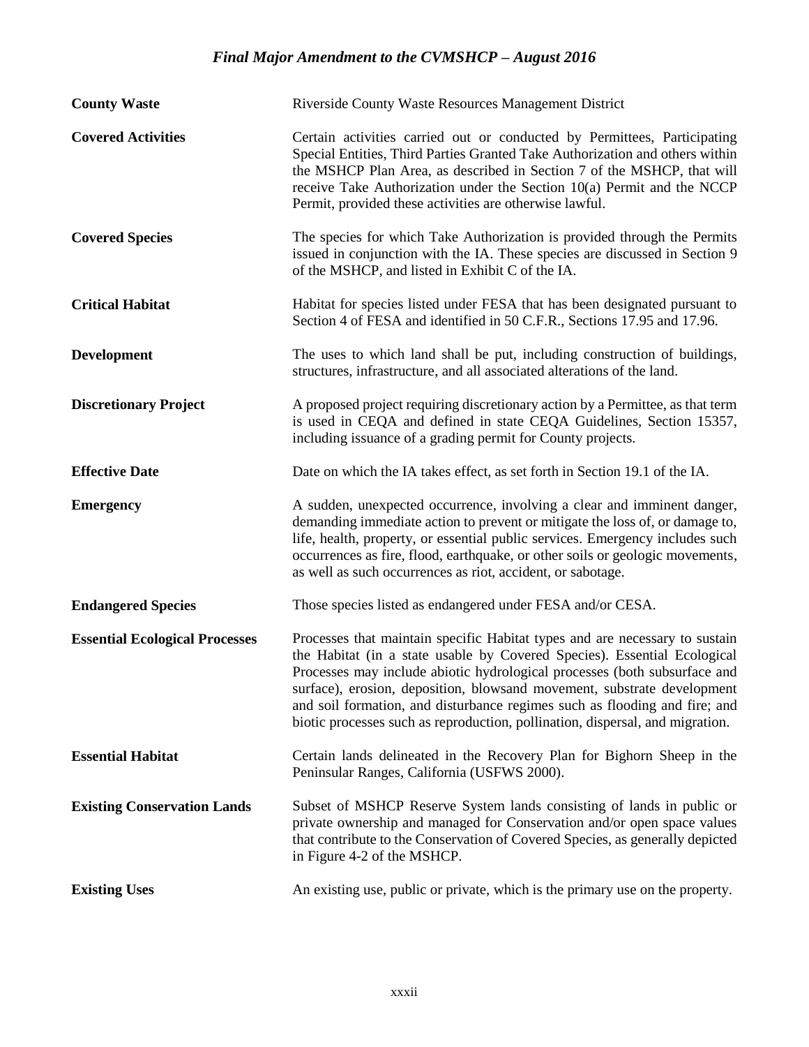| | |
|---|---|
| **County Waste** | Riverside County Waste Resources Management District |
| **Covered Activities** | Certain activities carried out or conducted by Permittees, Participating Special Entities, Third Parties Granted Take Authorization and others within the MSHCP Plan Area, as described in Section 7 of the MSHCP, that will receive Take Authorization under the Section 10(a) Permit and the NCCP Permit, provided these activities are otherwise lawful. |
| **Covered Species** | The species for which Take Authorization is provided through the Permits issued in conjunction with the IA. These species are discussed in Section 9 of the MSHCP, and listed in Exhibit C of the IA. |
| **Critical Habitat** | Habitat for species listed under FESA that has been designated pursuant to Section 4 of FESA and identified in 50 C.F.R., Sections 17.95 and 17.96. |
| **Development** | The uses to which land shall be put, including construction of buildings, structures, infrastructure, and all associated alterations of the land. |
| **Discretionary Project** | A proposed project requiring discretionary action by a Permittee, as that term is used in CEQA and defined in state CEQA Guidelines, Section 15357, including issuance of a grading permit for County projects. |
| **Effective Date** | Date on which the IA takes effect, as set forth in Section 19.1 of the IA. |
| **Emergency** | A sudden, unexpected occurrence, involving a clear and imminent danger, demanding immediate action to prevent or mitigate the loss of, or damage to, life, health, property, or essential public services. Emergency includes such occurrences as fire, flood, earthquake, or other soils or geologic movements, as well as such occurrences as riot, accident, or sabotage. |
| **Endangered Species** | Those species listed as endangered under FESA and/or CESA. |
| **Essential Ecological Processes** | Processes that maintain specific Habitat types and are necessary to sustain the Habitat (in a state usable by Covered Species). Essential Ecological Processes may include abiotic hydrological processes (both subsurface and surface), erosion, deposition, blowsand movement, substrate development and soil formation, and disturbance regimes such as flooding and fire; and biotic processes such as reproduction, pollination, dispersal, and migration. |
| **Essential Habitat** | Certain lands delineated in the Recovery Plan for Bighorn Sheep in the Peninsular Ranges, California (USFWS 2000). |
| **Existing Conservation Lands** | Subset of MSHCP Reserve System lands consisting of lands in public or private ownership and managed for Conservation and/or open space values that contribute to the Conservation of Covered Species, as generally depicted in Figure 4-2 of the MSHCP. |
| **Existing Uses** | An existing use, public or private, which is the primary use on the property. |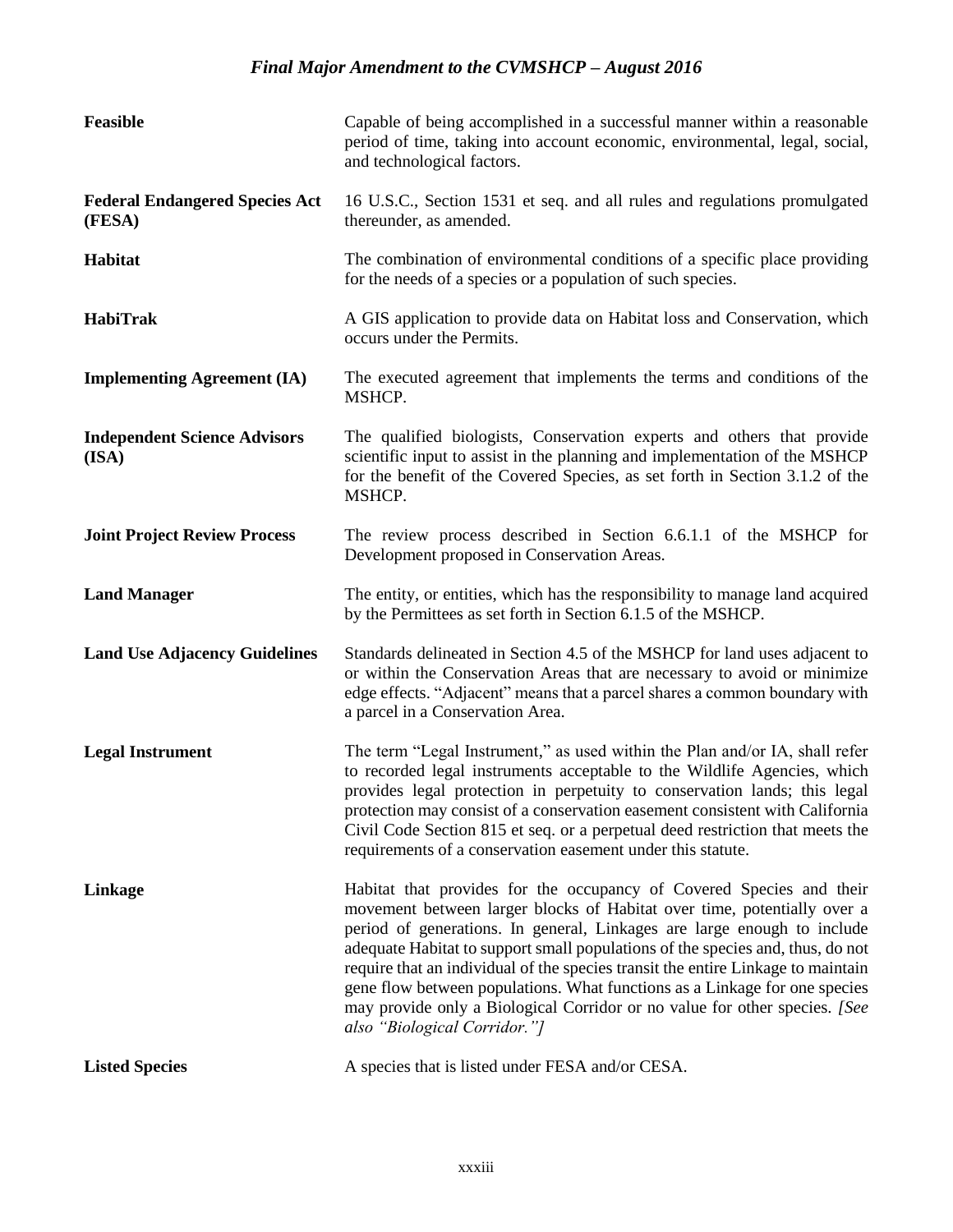| | |
|---|---|
| **Feasible** | Capable of being accomplished in a successful manner within a reasonable period of time, taking into account economic, environmental, legal, social, and technological factors. |
| **Federal Endangered Species Act (FESA)** | 16 U.S.C., Section 1531 et seq. and all rules and regulations promulgated thereunder, as amended. |
| **Habitat** | The combination of environmental conditions of a specific place providing for the needs of a species or a population of such species. |
| **HabiTrak** | A GIS application to provide data on Habitat loss and Conservation, which occurs under the Permits. |
| **Implementing Agreement (IA)** | The executed agreement that implements the terms and conditions of the MSHCP. |
| **Independent Science Advisors (ISA)** | The qualified biologists, Conservation experts and others that provide scientific input to assist in the planning and implementation of the MSHCP for the benefit of the Covered Species, as set forth in Section 3.1.2 of the MSHCP. |
| **Joint Project Review Process** | The review process described in Section 6.6.1.1 of the MSHCP for Development proposed in Conservation Areas. |
| **Land Manager** | The entity, or entities, which has the responsibility to manage land acquired by the Permittees as set forth in Section 6.1.5 of the MSHCP. |
| **Land Use Adjacency Guidelines** | Standards delineated in Section 4.5 of the MSHCP for land uses adjacent to or within the Conservation Areas that are necessary to avoid or minimize edge effects. "Adjacent" means that a parcel shares a common boundary with a parcel in a Conservation Area. |
| **Legal Instrument** | The term "Legal Instrument," as used within the Plan and/or IA, shall refer to recorded legal instruments acceptable to the Wildlife Agencies, which provides legal protection in perpetuity to conservation lands; this legal protection may consist of a conservation easement consistent with California Civil Code Section 815 et seq. or a perpetual deed restriction that meets the requirements of a conservation easement under this statute. |
| **Linkage** | Habitat that provides for the occupancy of Covered Species and their movement between larger blocks of Habitat over time, potentially over a period of generations. In general, Linkages are large enough to include adequate Habitat to support small populations of the species and, thus, do not require that an individual of the species transit the entire Linkage to maintain gene flow between populations. What functions as a Linkage for one species may provide only a Biological Corridor or no value for other species. *[See also "Biological Corridor."]* |
| **Listed Species** | A species that is listed under FESA and/or CESA. |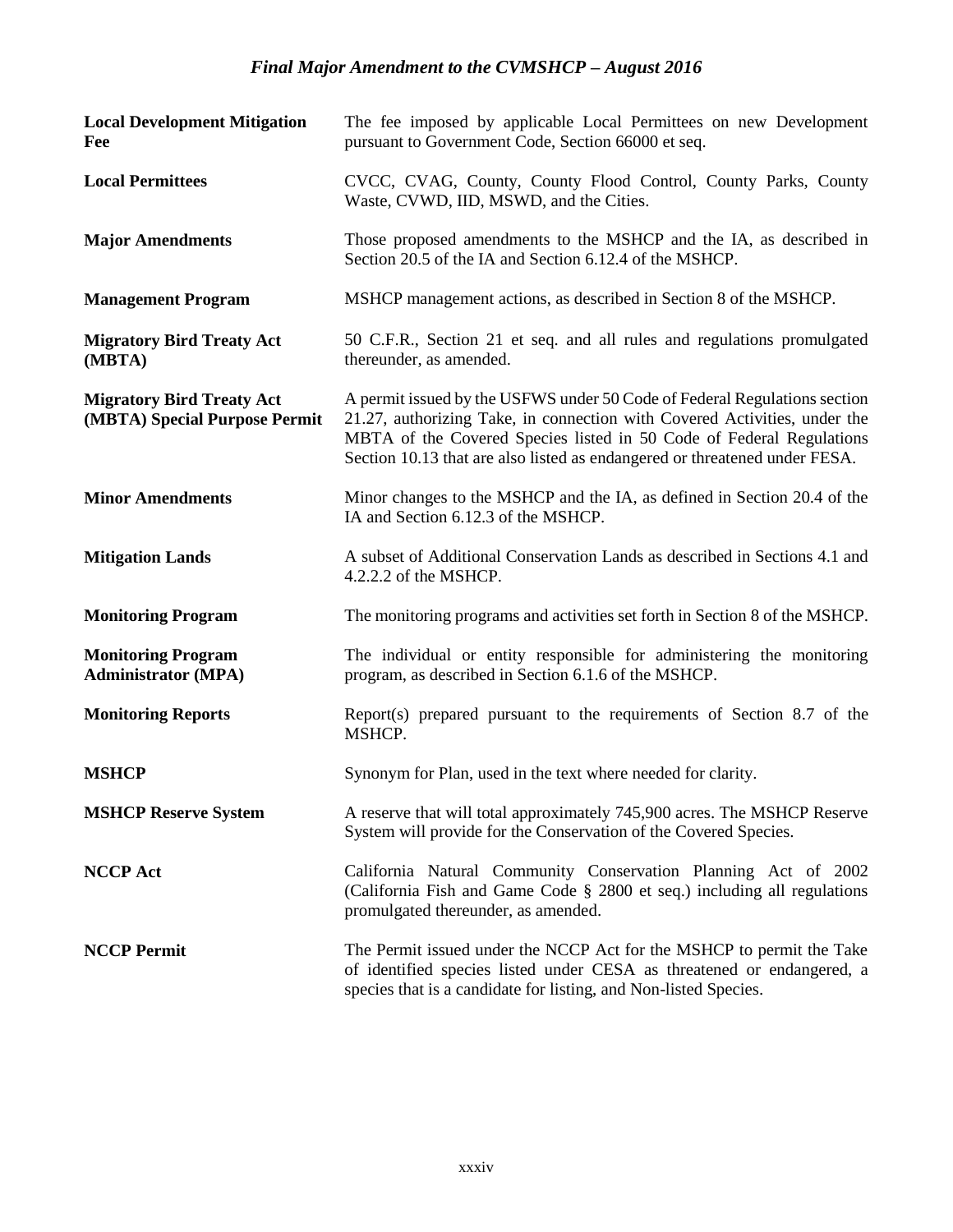| | |
|---|---|
| **Local Development Mitigation Fee** | The fee imposed by applicable Local Permittees on new Development pursuant to Government Code, Section 66000 et seq. |
| **Local Permittees** | CVCC, CVAG, County, County Flood Control, County Parks, County Waste, CVWD, IID, MSWD, and the Cities. |
| **Major Amendments** | Those proposed amendments to the MSHCP and the IA, as described in Section 20.5 of the IA and Section 6.12.4 of the MSHCP. |
| **Management Program** | MSHCP management actions, as described in Section 8 of the MSHCP. |
| **Migratory Bird Treaty Act (MBTA)** | 50 C.F.R., Section 21 et seq. and all rules and regulations promulgated thereunder, as amended. |
| **Migratory Bird Treaty Act (MBTA) Special Purpose Permit** | A permit issued by the USFWS under 50 Code of Federal Regulations section 21.27, authorizing Take, in connection with Covered Activities, under the MBTA of the Covered Species listed in 50 Code of Federal Regulations Section 10.13 that are also listed as endangered or threatened under FESA. |
| **Minor Amendments** | Minor changes to the MSHCP and the IA, as defined in Section 20.4 of the IA and Section 6.12.3 of the MSHCP. |
| **Mitigation Lands** | A subset of Additional Conservation Lands as described in Sections 4.1 and 4.2.2.2 of the MSHCP. |
| **Monitoring Program** | The monitoring programs and activities set forth in Section 8 of the MSHCP. |
| **Monitoring Program Administrator (MPA)** | The individual or entity responsible for administering the monitoring program, as described in Section 6.1.6 of the MSHCP. |
| **Monitoring Reports** | Report(s) prepared pursuant to the requirements of Section 8.7 of the MSHCP. |
| **MSHCP** | Synonym for Plan, used in the text where needed for clarity. |
| **MSHCP Reserve System** | A reserve that will total approximately 745,900 acres. The MSHCP Reserve System will provide for the Conservation of the Covered Species. |
| **NCCP Act** | California Natural Community Conservation Planning Act of 2002 (California Fish and Game Code § 2800 et seq.) including all regulations promulgated thereunder, as amended. |
| **NCCP Permit** | The Permit issued under the NCCP Act for the MSHCP to permit the Take of identified species listed under CESA as threatened or endangered, a species that is a candidate for listing, and Non-listed Species. |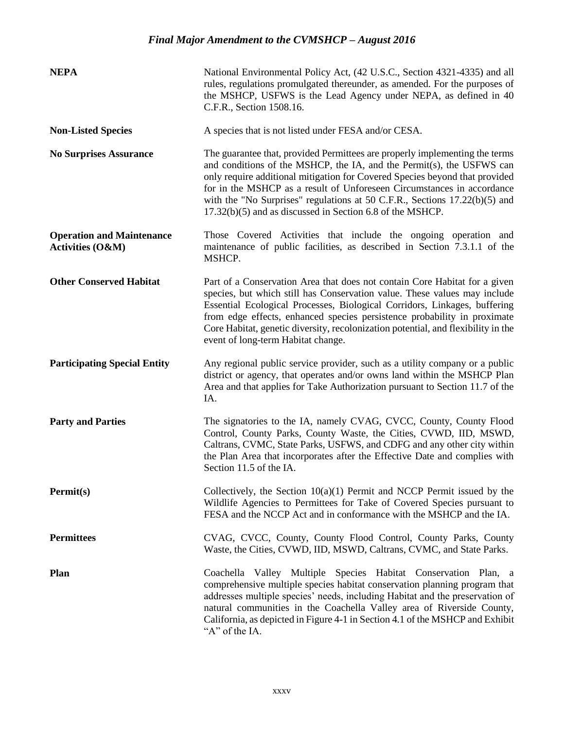**NEPA** National Environmental Policy Act, (42 U.S.C., Section 4321-4335) and all rules, regulations promulgated thereunder, as amended. For the purposes of the MSHCP, USFWS is the Lead Agency under NEPA, as defined in 40 C.F.R., Section 1508.16.

**Non-Listed Species** A species that is not listed under FESA and/or CESA.

**No Surprises Assurance** The guarantee that, provided Permittees are properly implementing the terms and conditions of the MSHCP, the IA, and the Permit(s), the USFWS can only require additional mitigation for Covered Species beyond that provided for in the MSHCP as a result of Unforeseen Circumstances in accordance with the "No Surprises" regulations at 50 C.F.R., Sections 17.22(b)(5) and 17.32(b)(5) and as discussed in Section 6.8 of the MSHCP.

**Operation and Maintenance Activities (O&M)** Those Covered Activities that include the ongoing operation and maintenance of public facilities, as described in Section 7.3.1.1 of the MSHCP.

**Other Conserved Habitat** Part of a Conservation Area that does not contain Core Habitat for a given species, but which still has Conservation value. These values may include Essential Ecological Processes, Biological Corridors, Linkages, buffering from edge effects, enhanced species persistence probability in proximate Core Habitat, genetic diversity, recolonization potential, and flexibility in the event of long-term Habitat change.

**Participating Special Entity** Any regional public service provider, such as a utility company or a public district or agency, that operates and/or owns land within the MSHCP Plan Area and that applies for Take Authorization pursuant to Section 11.7 of the IA.

**Party and Parties** The signatories to the IA, namely CVAG, CVCC, County, County Flood Control, County Parks, County Waste, the Cities, CVWD, IID, MSWD, Caltrans, CVMC, State Parks, USFWS, and CDFG and any other city within the Plan Area that incorporates after the Effective Date and complies with Section 11.5 of the IA.

**Permit(s)** Collectively, the Section 10(a)(1) Permit and NCCP Permit issued by the Wildlife Agencies to Permittees for Take of Covered Species pursuant to FESA and the NCCP Act and in conformance with the MSHCP and the IA.

**Permittees** CVAG, CVCC, County, County Flood Control, County Parks, County Waste, the Cities, CVWD, IID, MSWD, Caltrans, CVMC, and State Parks.

**Plan** Coachella Valley Multiple Species Habitat Conservation Plan, a comprehensive multiple species habitat conservation planning program that addresses multiple species' needs, including Habitat and the preservation of natural communities in the Coachella Valley area of Riverside County, California, as depicted in Figure 4-1 in Section 4.1 of the MSHCP and Exhibit "A" of the IA.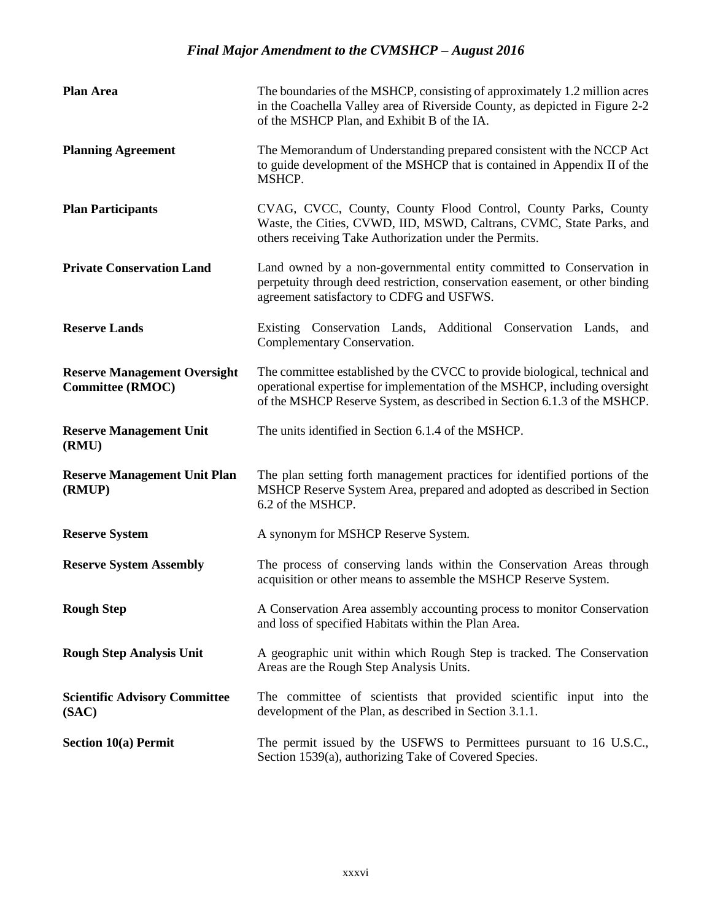| | |
|---|---|
| **Plan Area** | The boundaries of the MSHCP, consisting of approximately 1.2 million acres in the Coachella Valley area of Riverside County, as depicted in Figure 2-2 of the MSHCP Plan, and Exhibit B of the IA. |
| **Planning Agreement** | The Memorandum of Understanding prepared consistent with the NCCP Act to guide development of the MSHCP that is contained in Appendix II of the MSHCP. |
| **Plan Participants** | CVAG, CVCC, County, County Flood Control, County Parks, County Waste, the Cities, CVWD, IID, MSWD, Caltrans, CVMC, State Parks, and others receiving Take Authorization under the Permits. |
| **Private Conservation Land** | Land owned by a non-governmental entity committed to Conservation in perpetuity through deed restriction, conservation easement, or other binding agreement satisfactory to CDFG and USFWS. |
| **Reserve Lands** | Existing Conservation Lands, Additional Conservation Lands, and Complementary Conservation. |
| **Reserve Management Oversight Committee (RMOC)** | The committee established by the CVCC to provide biological, technical and operational expertise for implementation of the MSHCP, including oversight of the MSHCP Reserve System, as described in Section 6.1.3 of the MSHCP. |
| **Reserve Management Unit (RMU)** | The units identified in Section 6.1.4 of the MSHCP. |
| **Reserve Management Unit Plan (RMUP)** | The plan setting forth management practices for identified portions of the MSHCP Reserve System Area, prepared and adopted as described in Section 6.2 of the MSHCP. |
| **Reserve System** | A synonym for MSHCP Reserve System. |
| **Reserve System Assembly** | The process of conserving lands within the Conservation Areas through acquisition or other means to assemble the MSHCP Reserve System. |
| **Rough Step** | A Conservation Area assembly accounting process to monitor Conservation and loss of specified Habitats within the Plan Area. |
| **Rough Step Analysis Unit** | A geographic unit within which Rough Step is tracked. The Conservation Areas are the Rough Step Analysis Units. |
| **Scientific Advisory Committee (SAC)** | The committee of scientists that provided scientific input into the development of the Plan, as described in Section 3.1.1. |
| **Section 10(a) Permit** | The permit issued by the USFWS to Permittees pursuant to 16 U.S.C., Section 1539(a), authorizing Take of Covered Species. |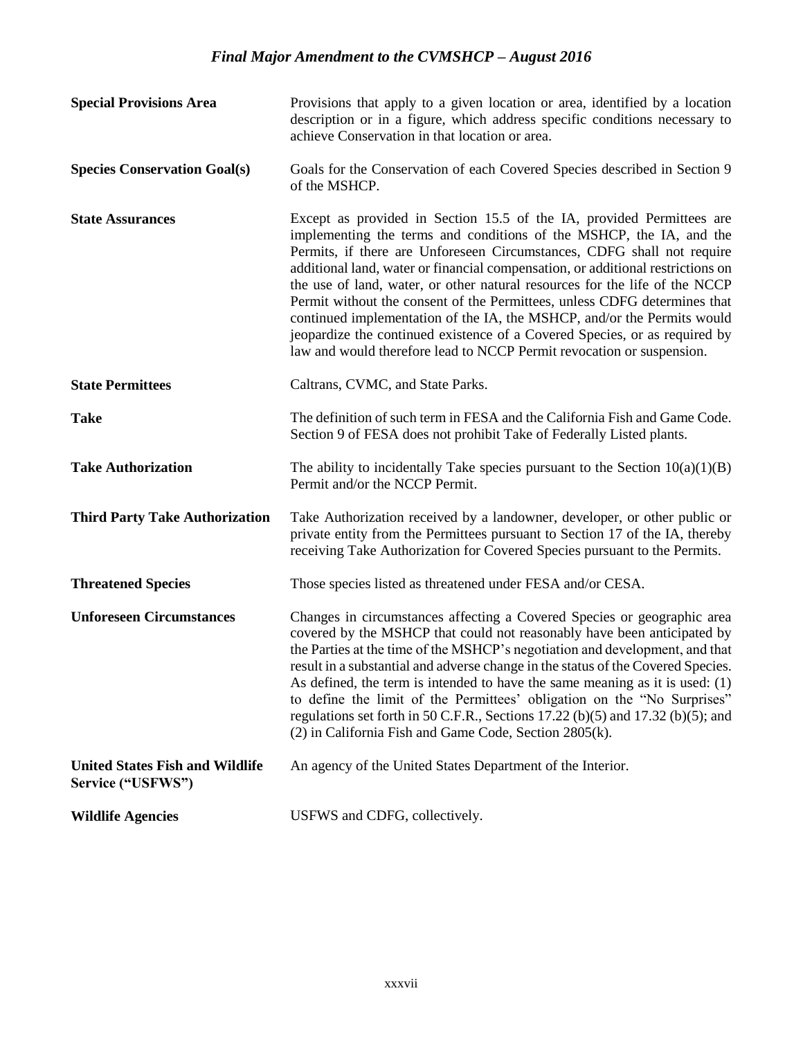| | |
|---|---|
| **Special Provisions Area** | Provisions that apply to a given location or area, identified by a location description or in a figure, which address specific conditions necessary to achieve Conservation in that location or area. |
| **Species Conservation Goal(s)** | Goals for the Conservation of each Covered Species described in Section 9 of the MSHCP. |
| **State Assurances** | Except as provided in Section 15.5 of the IA, provided Permittees are implementing the terms and conditions of the MSHCP, the IA, and the Permits, if there are Unforeseen Circumstances, CDFG shall not require additional land, water or financial compensation, or additional restrictions on the use of land, water, or other natural resources for the life of the NCCP Permit without the consent of the Permittees, unless CDFG determines that continued implementation of the IA, the MSHCP, and/or the Permits would jeopardize the continued existence of a Covered Species, or as required by law and would therefore lead to NCCP Permit revocation or suspension. |
| **State Permittees** | Caltrans, CVMC, and State Parks. |
| **Take** | The definition of such term in FESA and the California Fish and Game Code. Section 9 of FESA does not prohibit Take of Federally Listed plants. |
| **Take Authorization** | The ability to incidentally Take species pursuant to the Section 10(a)(1)(B) Permit and/or the NCCP Permit. |
| **Third Party Take Authorization** | Take Authorization received by a landowner, developer, or other public or private entity from the Permittees pursuant to Section 17 of the IA, thereby receiving Take Authorization for Covered Species pursuant to the Permits. |
| **Threatened Species** | Those species listed as threatened under FESA and/or CESA. |
| **Unforeseen Circumstances** | Changes in circumstances affecting a Covered Species or geographic area covered by the MSHCP that could not reasonably have been anticipated by the Parties at the time of the MSHCP's negotiation and development, and that result in a substantial and adverse change in the status of the Covered Species. As defined, the term is intended to have the same meaning as it is used: (1) to define the limit of the Permittees' obligation on the "No Surprises" regulations set forth in 50 C.F.R., Sections 17.22 (b)(5) and 17.32 (b)(5); and (2) in California Fish and Game Code, Section 2805(k). |
| **United States Fish and Wildlife Service ("USFWS")** | An agency of the United States Department of the Interior. |
| **Wildlife Agencies** | USFWS and CDFG, collectively. |